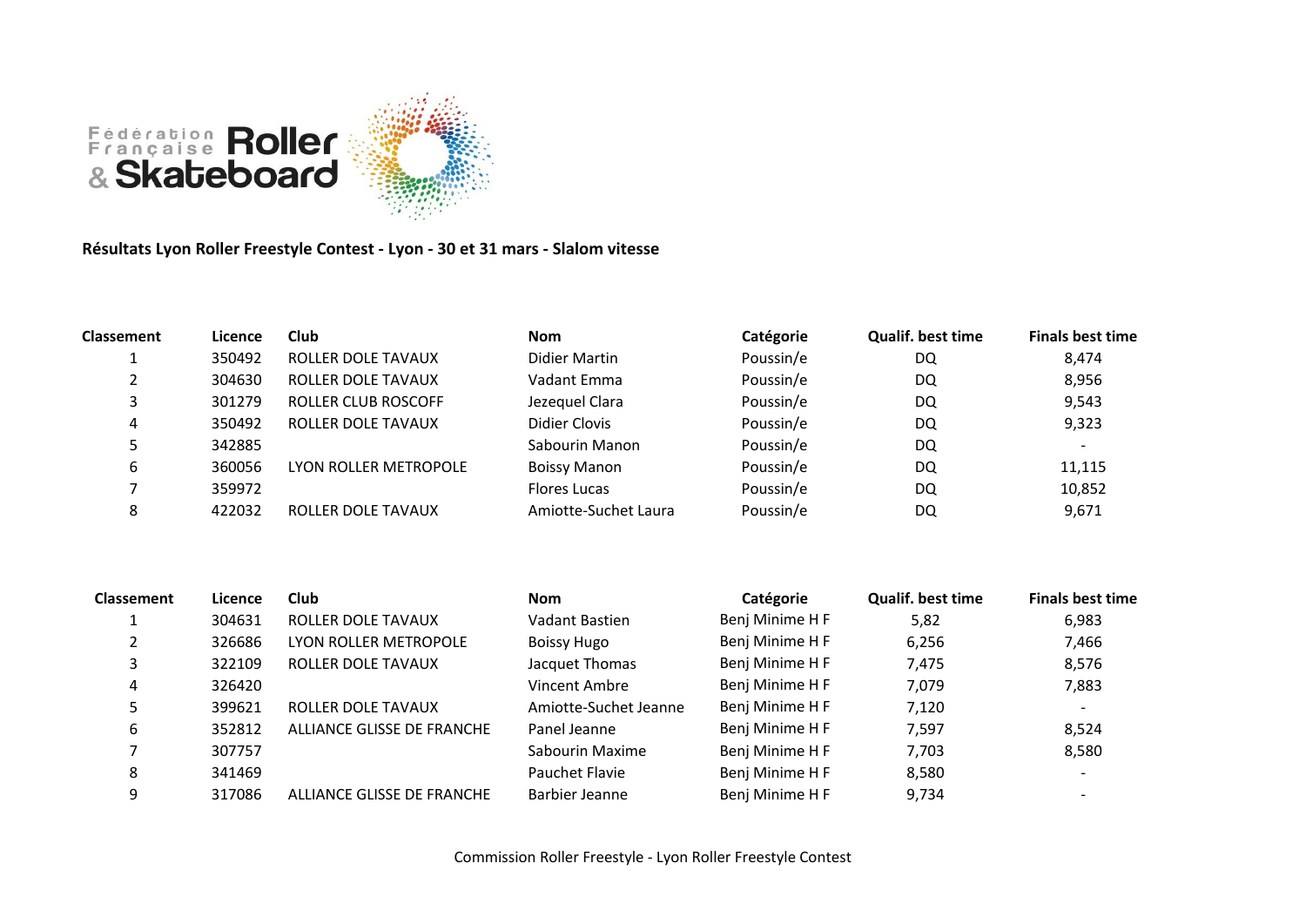Fédération Française Roller & Skateboard

**Résultats Lyon Roller Freestyle Contest - Lyon - 30 et 31 mars - Slalom vitesse**

| Classement | Licence | Club | Nom | Catégorie | Qualif. best time | Finals best time |
|---|---|---|---|---|---|---|
| 1 | 350492 | ROLLER DOLE TAVAUX | Didier Martin | Poussin/e | DQ | 8,474 |
| 2 | 304630 | ROLLER DOLE TAVAUX | Vadant Emma | Poussin/e | DQ | 8,956 |
| 3 | 301279 | ROLLER CLUB ROSCOFF | Jezequel Clara | Poussin/e | DQ | 9,543 |
| 4 | 350492 | ROLLER DOLE TAVAUX | Didier Clovis | Poussin/e | DQ | 9,323 |
| 5 | 342885 | | Sabourin Manon | Poussin/e | DQ | - |
| 6 | 360056 | LYON ROLLER METROPOLE | Boissy Manon | Poussin/e | DQ | 11,115 |
| 7 | 359972 | | Flores Lucas | Poussin/e | DQ | 10,852 |
| 8 | 422032 | ROLLER DOLE TAVAUX | Amiotte-Suchet Laura | Poussin/e | DQ | 9,671 |

| Classement | Licence | Club | Nom | Catégorie | Qualif. best time | Finals best time |
|---|---|---|---|---|---|---|
| 1 | 304631 | ROLLER DOLE TAVAUX | Vadant Bastien | Benj Minime H F | 5,82 | 6,983 |
| 2 | 326686 | LYON ROLLER METROPOLE | Boissy Hugo | Benj Minime H F | 6,256 | 7,466 |
| 3 | 322109 | ROLLER DOLE TAVAUX | Jacquet Thomas | Benj Minime H F | 7,475 | 8,576 |
| 4 | 326420 | | Vincent Ambre | Benj Minime H F | 7,079 | 7,883 |
| 5 | 399621 | ROLLER DOLE TAVAUX | Amiotte-Suchet Jeanne | Benj Minime H F | 7,120 | - |
| 6 | 352812 | ALLIANCE GLISSE DE FRANCHE | Panel Jeanne | Benj Minime H F | 7,597 | 8,524 |
| 7 | 307757 | | Sabourin Maxime | Benj Minime H F | 7,703 | 8,580 |
| 8 | 341469 | | Pauchet Flavie | Benj Minime H F | 8,580 | - |
| 9 | 317086 | ALLIANCE GLISSE DE FRANCHE | Barbier Jeanne | Benj Minime H F | 9,734 | - |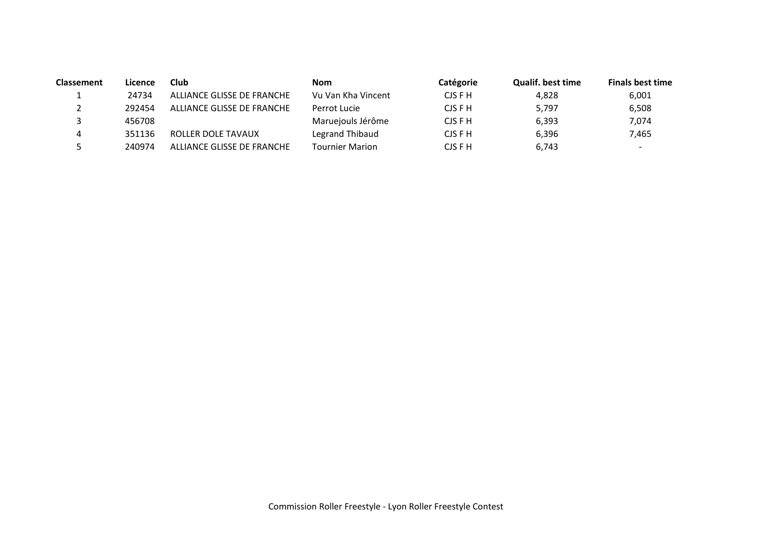| Classement | Licence | Club | Nom | Catégorie | Qualif. best time | Finals best time |
|---|---|---|---|---|---|---|
| 1 | 24734 | ALLIANCE GLISSE DE FRANCHE | Vu Van Kha Vincent | CJS F H | 4,828 | 6,001 |
| 2 | 292454 | ALLIANCE GLISSE DE FRANCHE | Perrot Lucie | CJS F H | 5,797 | 6,508 |
| 3 | 456708 | | Maruejouls Jérôme | CJS F H | 6,393 | 7,074 |
| 4 | 351136 | ROLLER DOLE TAVAUX | Legrand Thibaud | CJS F H | 6,396 | 7,465 |
| 5 | 240974 | ALLIANCE GLISSE DE FRANCHE | Tournier Marion | CJS F H | 6,743 | - |

Commission Roller Freestyle - Lyon Roller Freestyle Contest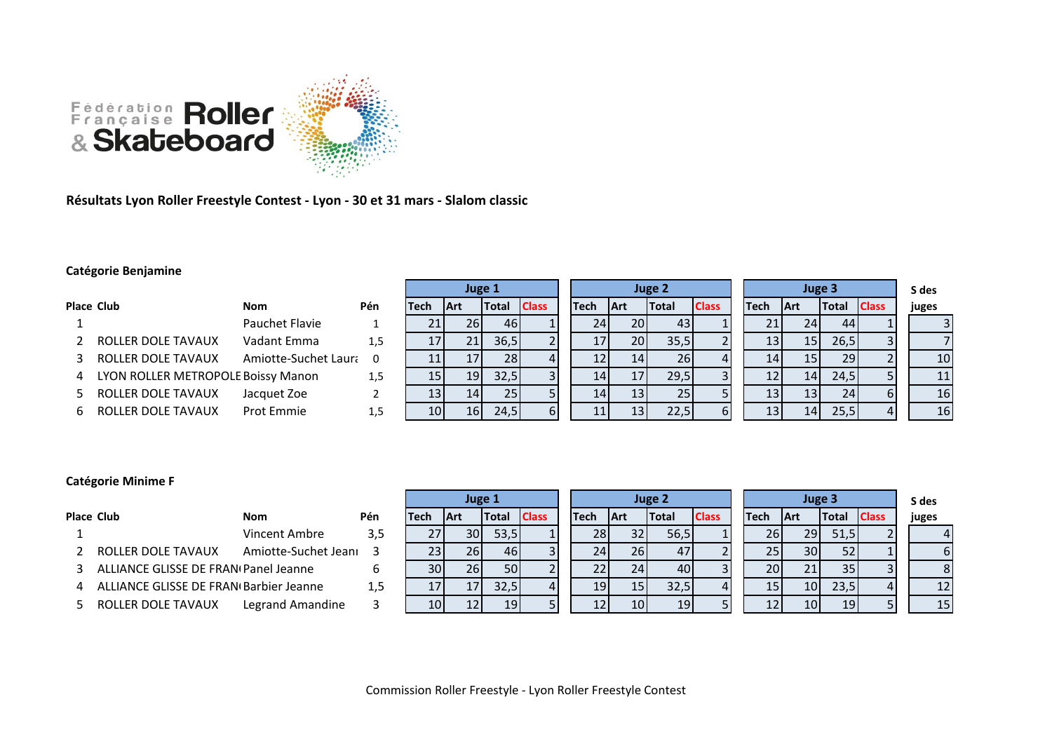Fédération Française Roller & Skateboard

**Résultats Lyon Roller Freestyle Contest - Lyon - 30 et 31 mars - Slalom classic**

**Catégorie Benjamine**

| | | | | Juge 1 | | | | Juge 2 | | | | Juge 3 | | | | |
|---|---|---|---|---|---|---|---|---|---|---|---|---|---|---|---|---|
| Place | Club | Nom | Pén | Tech | Art | Total | Class | Tech | Art | Total | Class | Tech | Art | Total | Class | S des juges |
| 1 | | Pauchet Flavie | 1 | 21 | 26 | 46 | 1 | 24 | 20 | 43 | 1 | 21 | 24 | 44 | 1 | 3 |
| 2 | ROLLER DOLE TAVAUX | Vadant Emma | 1,5 | 17 | 21 | 36,5 | 2 | 17 | 20 | 35,5 | 2 | 13 | 15 | 26,5 | 3 | 7 |
| 3 | ROLLER DOLE TAVAUX | Amiotte-Suchet Laura | 0 | 11 | 17 | 28 | 4 | 12 | 14 | 26 | 4 | 14 | 15 | 29 | 2 | 10 |
| 4 | LYON ROLLER METROPOLE | Boissy Manon | 1,5 | 15 | 19 | 32,5 | 3 | 14 | 17 | 29,5 | 3 | 12 | 14 | 24,5 | 5 | 11 |
| 5 | ROLLER DOLE TAVAUX | Jacquet Zoe | 2 | 13 | 14 | 25 | 5 | 14 | 13 | 25 | 5 | 13 | 13 | 24 | 6 | 16 |
| 6 | ROLLER DOLE TAVAUX | Prot Emmie | 1,5 | 10 | 16 | 24,5 | 6 | 11 | 13 | 22,5 | 6 | 13 | 14 | 25,5 | 4 | 16 |

**Catégorie Minime F**

| | | | | Juge 1 | | | | Juge 2 | | | | Juge 3 | | | | |
|---|---|---|---|---|---|---|---|---|---|---|---|---|---|---|---|---|
| Place | Club | Nom | Pén | Tech | Art | Total | Class | Tech | Art | Total | Class | Tech | Art | Total | Class | S des juges |
| 1 | | Vincent Ambre | 3,5 | 27 | 30 | 53,5 | 1 | 28 | 32 | 56,5 | 1 | 26 | 29 | 51,5 | 2 | 4 |
| 2 | ROLLER DOLE TAVAUX | Amiotte-Suchet Jeanne | 3 | 23 | 26 | 46 | 3 | 24 | 26 | 47 | 2 | 25 | 30 | 52 | 1 | 6 |
| 3 | ALLIANCE GLISSE DE FRANCE | Panel Jeanne | 6 | 30 | 26 | 50 | 2 | 22 | 24 | 40 | 3 | 20 | 21 | 35 | 3 | 8 |
| 4 | ALLIANCE GLISSE DE FRANCE | Barbier Jeanne | 1,5 | 17 | 17 | 32,5 | 4 | 19 | 15 | 32,5 | 4 | 15 | 10 | 23,5 | 4 | 12 |
| 5 | ROLLER DOLE TAVAUX | Legrand Amandine | 3 | 10 | 12 | 19 | 5 | 12 | 10 | 19 | 5 | 12 | 10 | 19 | 5 | 15 |

Commission Roller Freestyle - Lyon Roller Freestyle Contest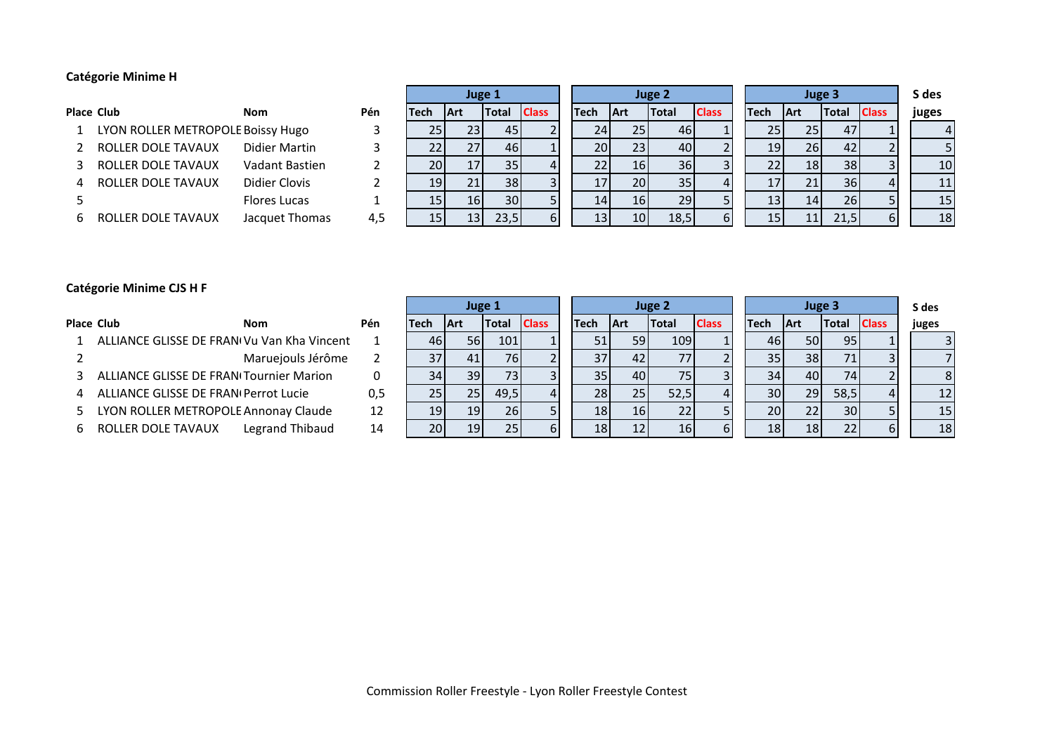**Catégorie Minime H**

| Place | Club | Nom | Pén | Juge 1 | | | | Juge 2 | | | | Juge 3 | | | | S des juges |
|---|---|---|---|---|---|---|---|---|---|---|---|---|---|---|---|---|
| | | | | Tech | Art | Total | Class | Tech | Art | Total | Class | Tech | Art | Total | Class | |
| 1 | LYON ROLLER METROPOLE | Boissy Hugo | 3 | 25 | 23 | 45 | 2 | 24 | 25 | 46 | 1 | 25 | 25 | 47 | 1 | 4 |
| 2 | ROLLER DOLE TAVAUX | Didier Martin | 3 | 22 | 27 | 46 | 1 | 20 | 23 | 40 | 2 | 19 | 26 | 42 | 2 | 5 |
| 3 | ROLLER DOLE TAVAUX | Vadant Bastien | 2 | 20 | 17 | 35 | 4 | 22 | 16 | 36 | 3 | 22 | 18 | 38 | 3 | 10 |
| 4 | ROLLER DOLE TAVAUX | Didier Clovis | 2 | 19 | 21 | 38 | 3 | 17 | 20 | 35 | 4 | 17 | 21 | 36 | 4 | 11 |
| 5 | | Flores Lucas | 1 | 15 | 16 | 30 | 5 | 14 | 16 | 29 | 5 | 13 | 14 | 26 | 5 | 15 |
| 6 | ROLLER DOLE TAVAUX | Jacquet Thomas | 4,5 | 15 | 13 | 23,5 | 6 | 13 | 10 | 18,5 | 6 | 15 | 11 | 21,5 | 6 | 18 |

**Catégorie Minime CJS H F**

| Place | Club | Nom | Pén | Juge 1 | | | | Juge 2 | | | | Juge 3 | | | | S des juges |
|---|---|---|---|---|---|---|---|---|---|---|---|---|---|---|---|---|
| | | | | Tech | Art | Total | Class | Tech | Art | Total | Class | Tech | Art | Total | Class | |
| 1 | ALLIANCE GLISSE DE FRAN | Vu Van Kha Vincent | 1 | 46 | 56 | 101 | 1 | 51 | 59 | 109 | 1 | 46 | 50 | 95 | 1 | 3 |
| 2 | | Maruejouls Jérôme | 2 | 37 | 41 | 76 | 2 | 37 | 42 | 77 | 2 | 35 | 38 | 71 | 3 | 7 |
| 3 | ALLIANCE GLISSE DE FRAN | Tournier Marion | 0 | 34 | 39 | 73 | 3 | 35 | 40 | 75 | 3 | 34 | 40 | 74 | 2 | 8 |
| 4 | ALLIANCE GLISSE DE FRAN | Perrot Lucie | 0,5 | 25 | 25 | 49,5 | 4 | 28 | 25 | 52,5 | 4 | 30 | 29 | 58,5 | 4 | 12 |
| 5 | LYON ROLLER METROPOLE | Annonay Claude | 12 | 19 | 19 | 26 | 5 | 18 | 16 | 22 | 5 | 20 | 22 | 30 | 5 | 15 |
| 6 | ROLLER DOLE TAVAUX | Legrand Thibaud | 14 | 20 | 19 | 25 | 6 | 18 | 12 | 16 | 6 | 18 | 18 | 22 | 6 | 18 |

Commission Roller Freestyle - Lyon Roller Freestyle Contest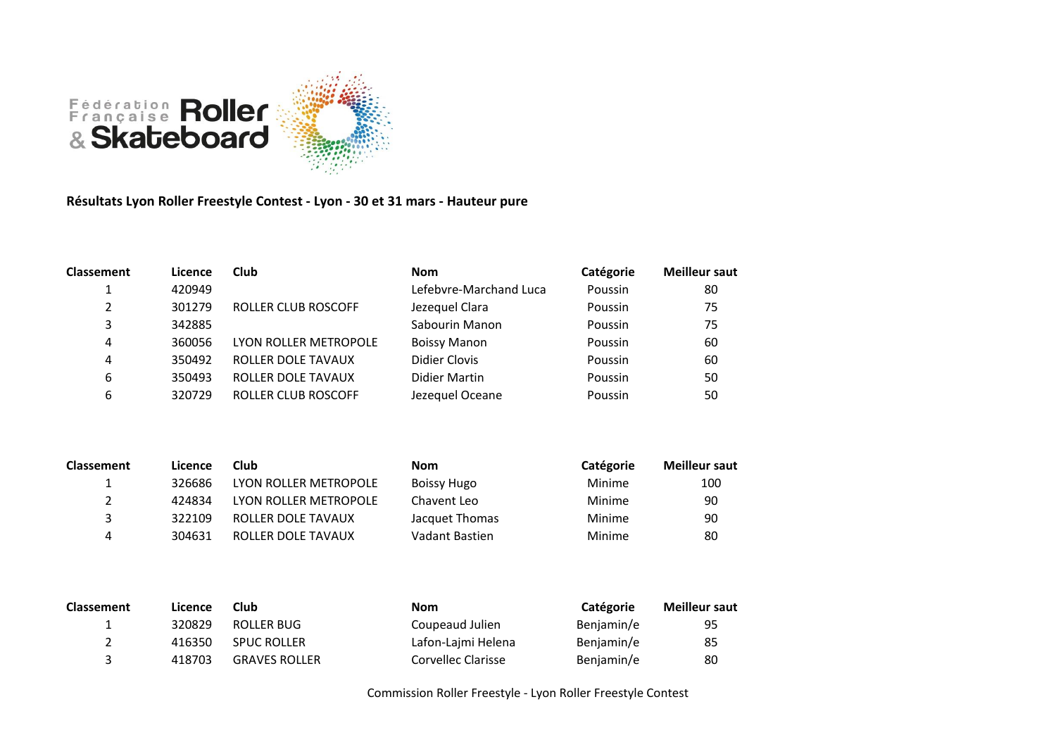**Résultats Lyon Roller Freestyle Contest - Lyon - 30 et 31 mars - Hauteur pure**

| Classement | Licence | Club | Nom | Catégorie | Meilleur saut |
|---|---|---|---|---|---|
| 1 | 420949 | | Lefebvre-Marchand Luca | Poussin | 80 |
| 2 | 301279 | ROLLER CLUB ROSCOFF | Jezequel Clara | Poussin | 75 |
| 3 | 342885 | | Sabourin Manon | Poussin | 75 |
| 4 | 360056 | LYON ROLLER METROPOLE | Boissy Manon | Poussin | 60 |
| 4 | 350492 | ROLLER DOLE TAVAUX | Didier Clovis | Poussin | 60 |
| 6 | 350493 | ROLLER DOLE TAVAUX | Didier Martin | Poussin | 50 |
| 6 | 320729 | ROLLER CLUB ROSCOFF | Jezequel Oceane | Poussin | 50 |

| Classement | Licence | Club | Nom | Catégorie | Meilleur saut |
|---|---|---|---|---|---|
| 1 | 326686 | LYON ROLLER METROPOLE | Boissy Hugo | Minime | 100 |
| 2 | 424834 | LYON ROLLER METROPOLE | Chavent Leo | Minime | 90 |
| 3 | 322109 | ROLLER DOLE TAVAUX | Jacquet Thomas | Minime | 90 |
| 4 | 304631 | ROLLER DOLE TAVAUX | Vadant Bastien | Minime | 80 |

| Classement | Licence | Club | Nom | Catégorie | Meilleur saut |
|---|---|---|---|---|---|
| 1 | 320829 | ROLLER BUG | Coupeaud Julien | Benjamin/e | 95 |
| 2 | 416350 | SPUC ROLLER | Lafon-Lajmi Helena | Benjamin/e | 85 |
| 3 | 418703 | GRAVES ROLLER | Corvellec Clarisse | Benjamin/e | 80 |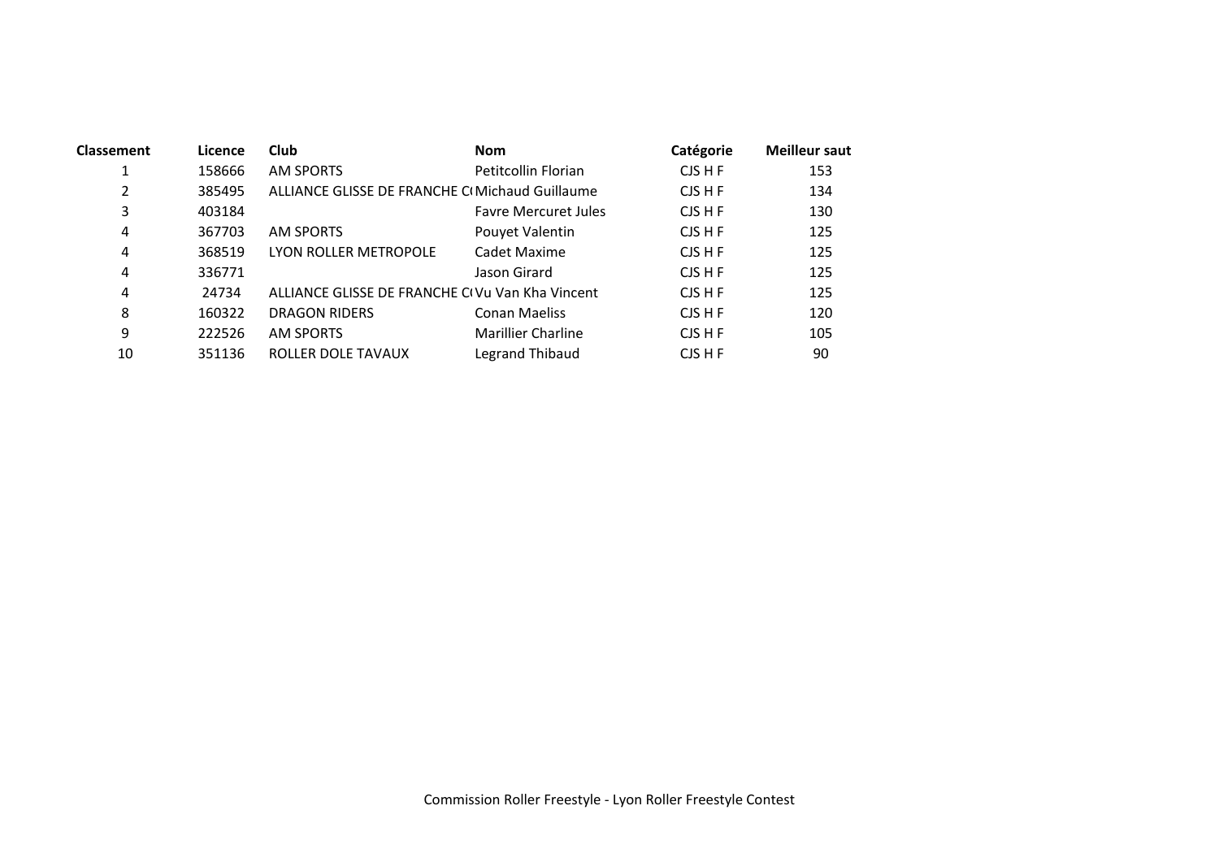| Classement | Licence | Club | Nom | Catégorie | Meilleur saut |
|---|---|---|---|---|---|
| 1 | 158666 | AM SPORTS | Petitcollin Florian | CJS H F | 153 |
| 2 | 385495 | ALLIANCE GLISSE DE FRANCHE C( | Michaud Guillaume | CJS H F | 134 |
| 3 | 403184 | | Favre Mercuret Jules | CJS H F | 130 |
| 4 | 367703 | AM SPORTS | Pouyet Valentin | CJS H F | 125 |
| 4 | 368519 | LYON ROLLER METROPOLE | Cadet Maxime | CJS H F | 125 |
| 4 | 336771 | | Jason Girard | CJS H F | 125 |
| 4 | 24734 | ALLIANCE GLISSE DE FRANCHE C( | Vu Van Kha Vincent | CJS H F | 125 |
| 8 | 160322 | DRAGON RIDERS | Conan Maeliss | CJS H F | 120 |
| 9 | 222526 | AM SPORTS | Marillier Charline | CJS H F | 105 |
| 10 | 351136 | ROLLER DOLE TAVAUX | Legrand Thibaud | CJS H F | 90 |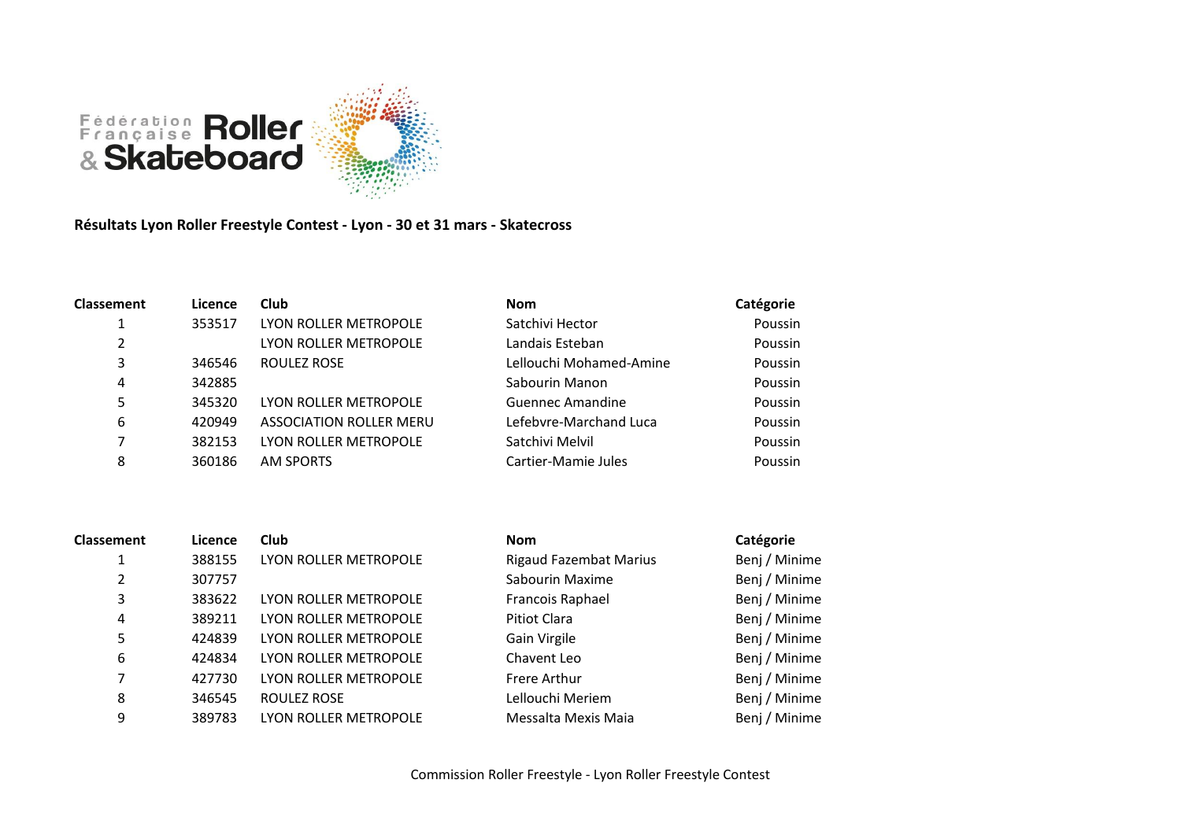**Résultats Lyon Roller Freestyle Contest - Lyon - 30 et 31 mars - Skatecross**

| Classement | Licence | Club | Nom | Catégorie |
|---|---|---|---|---|
| 1 | 353517 | LYON ROLLER METROPOLE | Satchivi Hector | Poussin |
| 2 | | LYON ROLLER METROPOLE | Landais Esteban | Poussin |
| 3 | 346546 | ROULEZ ROSE | Lellouchi Mohamed-Amine | Poussin |
| 4 | 342885 | | Sabourin Manon | Poussin |
| 5 | 345320 | LYON ROLLER METROPOLE | Guennec Amandine | Poussin |
| 6 | 420949 | ASSOCIATION ROLLER MERU | Lefebvre-Marchand Luca | Poussin |
| 7 | 382153 | LYON ROLLER METROPOLE | Satchivi Melvil | Poussin |
| 8 | 360186 | AM SPORTS | Cartier-Mamie Jules | Poussin |

| Classement | Licence | Club | Nom | Catégorie |
|---|---|---|---|---|
| 1 | 388155 | LYON ROLLER METROPOLE | Rigaud Fazembat Marius | Benj / Minime |
| 2 | 307757 | | Sabourin Maxime | Benj / Minime |
| 3 | 383622 | LYON ROLLER METROPOLE | Francois Raphael | Benj / Minime |
| 4 | 389211 | LYON ROLLER METROPOLE | Pitiot Clara | Benj / Minime |
| 5 | 424839 | LYON ROLLER METROPOLE | Gain Virgile | Benj / Minime |
| 6 | 424834 | LYON ROLLER METROPOLE | Chavent Leo | Benj / Minime |
| 7 | 427730 | LYON ROLLER METROPOLE | Frere Arthur | Benj / Minime |
| 8 | 346545 | ROULEZ ROSE | Lellouchi Meriem | Benj / Minime |
| 9 | 389783 | LYON ROLLER METROPOLE | Messalta Mexis Maia | Benj / Minime |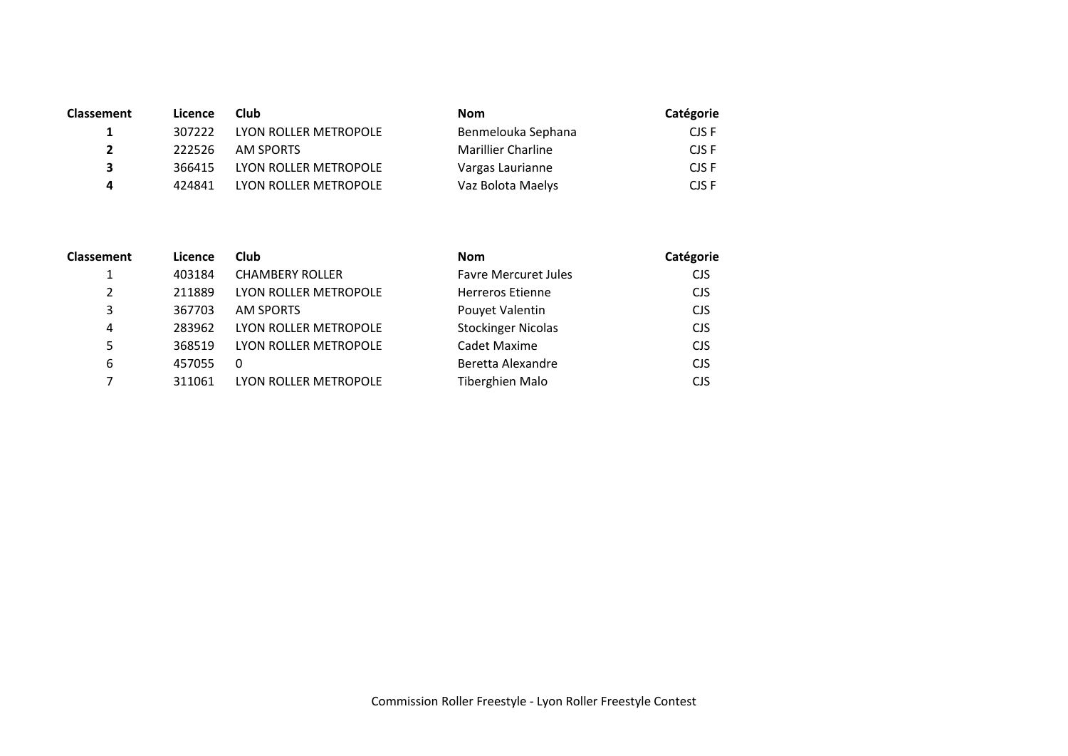| Classement | Licence | Club | Nom | Catégorie |
|---|---|---|---|---|
| **1** | 307222 | LYON ROLLER METROPOLE | Benmelouka Sephana | CJS F |
| **2** | 222526 | AM SPORTS | Marillier Charline | CJS F |
| **3** | 366415 | LYON ROLLER METROPOLE | Vargas Laurianne | CJS F |
| **4** | 424841 | LYON ROLLER METROPOLE | Vaz Bolota Maelys | CJS F |

| Classement | Licence | Club | Nom | Catégorie |
|---|---|---|---|---|
| 1 | 403184 | CHAMBERY ROLLER | Favre Mercuret Jules | CJS |
| 2 | 211889 | LYON ROLLER METROPOLE | Herreros Etienne | CJS |
| 3 | 367703 | AM SPORTS | Pouyet Valentin | CJS |
| 4 | 283962 | LYON ROLLER METROPOLE | Stockinger Nicolas | CJS |
| 5 | 368519 | LYON ROLLER METROPOLE | Cadet Maxime | CJS |
| 6 | 457055 | 0 | Beretta Alexandre | CJS |
| 7 | 311061 | LYON ROLLER METROPOLE | Tiberghien Malo | CJS |